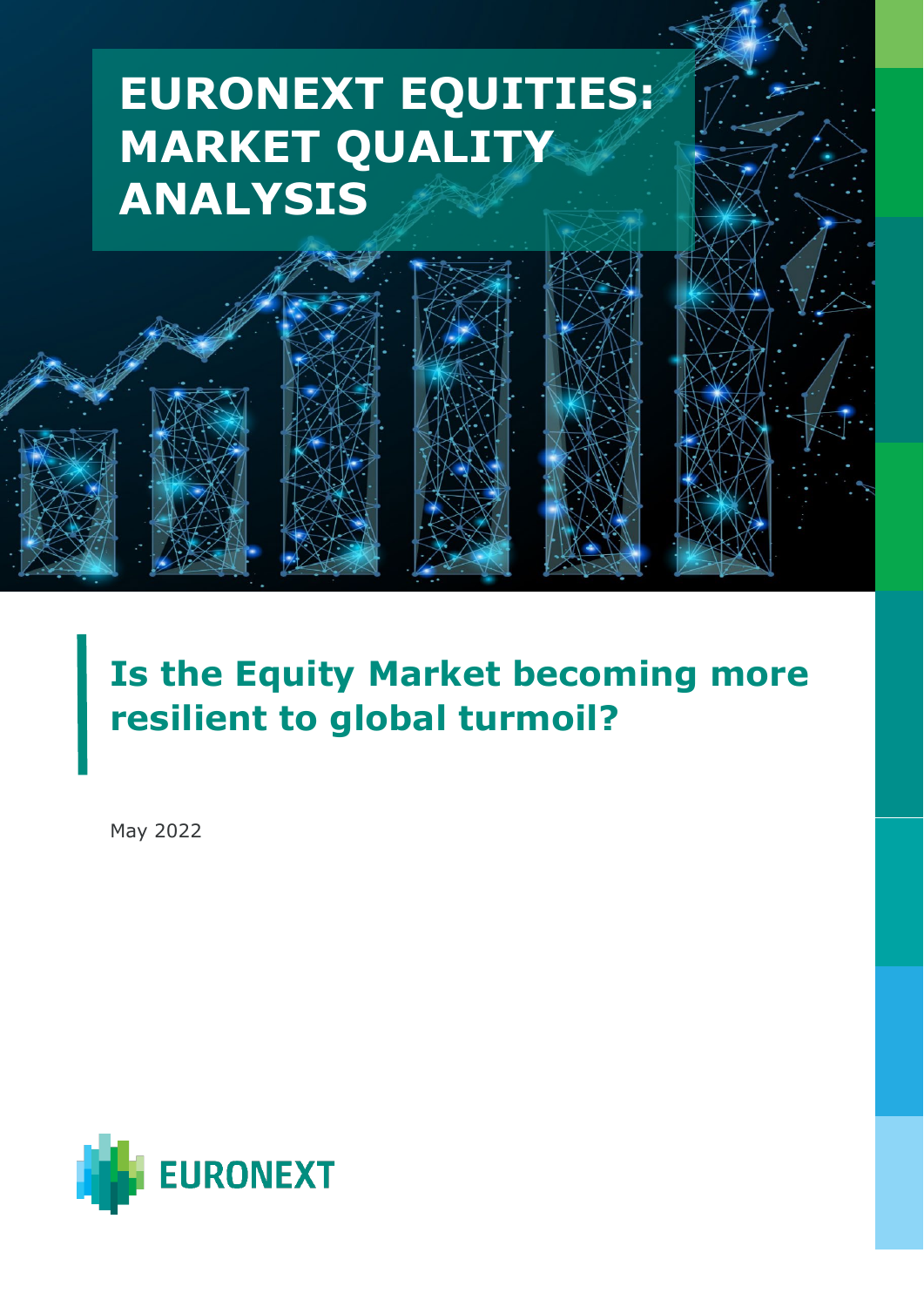# EURONEXT EQUITIES: MARKET QUALITY ANALYSIS

## Is the Equity Market becoming more resilient to global turmoil?

May 2022

EURONEXT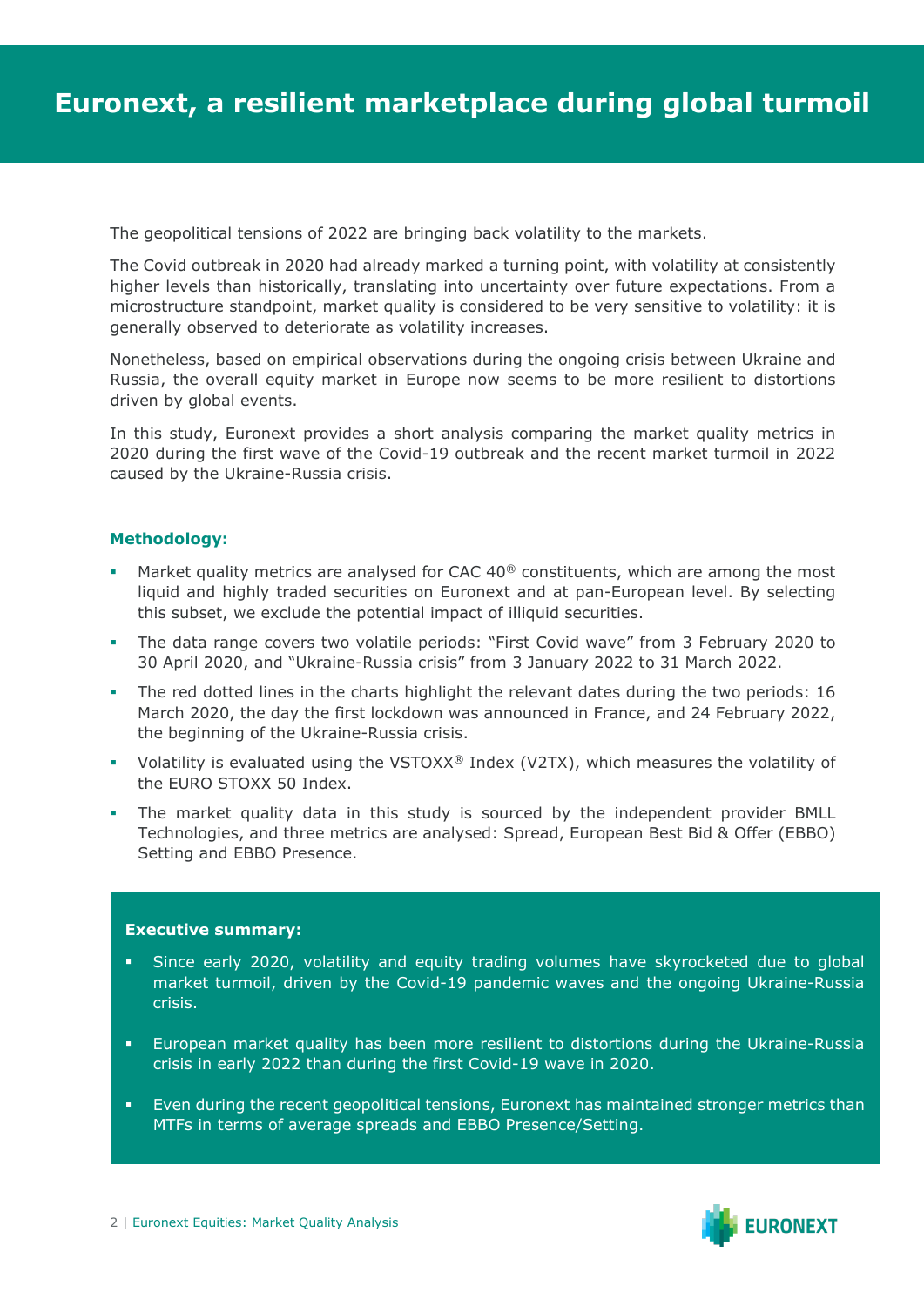# Euronext, a resilient marketplace during global turmoil

The geopolitical tensions of 2022 are bringing back volatility to the markets.

The Covid outbreak in 2020 had already marked a turning point, with volatility at consistently higher levels than historically, translating into uncertainty over future expectations. From a microstructure standpoint, market quality is considered to be very sensitive to volatility: it is generally observed to deteriorate as volatility increases.

Nonetheless, based on empirical observations during the ongoing crisis between Ukraine and Russia, the overall equity market in Europe now seems to be more resilient to distortions driven by global events.

In this study, Euronext provides a short analysis comparing the market quality metrics in 2020 during the first wave of the Covid-19 outbreak and the recent market turmoil in 2022 caused by the Ukraine-Russia crisis.

### Methodology:

- Market quality metrics are analysed for CAC 40® constituents, which are among the most liquid and highly traded securities on Euronext and at pan-European level. By selecting this subset, we exclude the potential impact of illiquid securities.
- The data range covers two volatile periods: "First Covid wave" from 3 February 2020 to 30 April 2020, and "Ukraine-Russia crisis" from 3 January 2022 to 31 March 2022.
- The red dotted lines in the charts highlight the relevant dates during the two periods: 16 March 2020, the day the first lockdown was announced in France, and 24 February 2022, the beginning of the Ukraine-Russia crisis.
- Volatility is evaluated using the VSTOXX® Index (V2TX), which measures the volatility of the EURO STOXX 50 Index.
- The market quality data in this study is sourced by the independent provider BMLL Technologies, and three metrics are analysed: Spread, European Best Bid & Offer (EBBO) Setting and EBBO Presence.

### Executive summary:

- Since early 2020, volatility and equity trading volumes have skyrocketed due to global market turmoil, driven by the Covid-19 pandemic waves and the ongoing Ukraine-Russia crisis.
- European market quality has been more resilient to distortions during the Ukraine-Russia crisis in early 2022 than during the first Covid-19 wave in 2020.
- Even during the recent geopolitical tensions, Euronext has maintained stronger metrics than MTFs in terms of average spreads and EBBO Presence/Setting.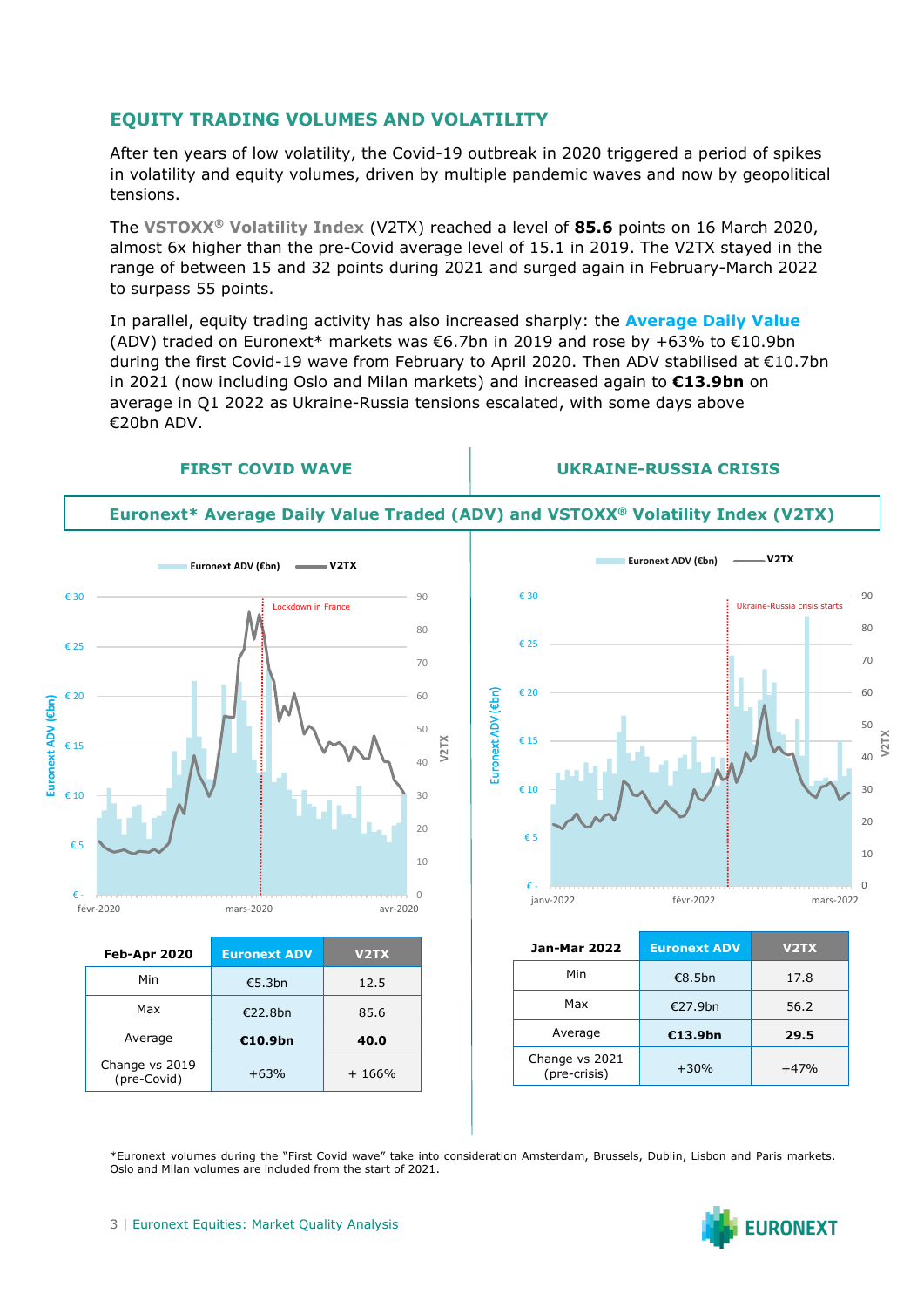## EQUITY TRADING VOLUMES AND VOLATILITY

After ten years of low volatility, the Covid-19 outbreak in 2020 triggered a period of spikes in volatility and equity volumes, driven by multiple pandemic waves and now by geopolitical tensions.

The **VSTOXX® Volatility Index** (V2TX) reached a level of **85.6** points on 16 March 2020, almost 6x higher than the pre-Covid average level of 15.1 in 2019. The V2TX stayed in the range of between 15 and 32 points during 2021 and surged again in February-March 2022 to surpass 55 points.

In parallel, equity trading activity has also increased sharply: the **Average Daily Value** (ADV) traded on Euronext* markets was €6.7bn in 2019 and rose by +63% to €10.9bn during the first Covid-19 wave from February to April 2020. Then ADV stabilised at €10.7bn in 2021 (now including Oslo and Milan markets) and increased again to **€13.9bn** on average in Q1 2022 as Ukraine-Russia tensions escalated, with some days above €20bn ADV.

### FIRST COVID WAVE | UKRAINE-RUSSIA CRISIS

**Euronext* Average Daily Value Traded (ADV) and VSTOXX® Volatility Index (V2TX)**

| Feb-Apr 2020 | Euronext ADV | V2TX |
|---|---|---|
| Min | €5.3bn | 12.5 |
| Max | €22.8bn | 85.6 |
| Average | **€10.9bn** | **40.0** |
| Change vs 2019 (pre-Covid) | +63% | + 166% |

| Jan-Mar 2022 | Euronext ADV | V2TX |
|---|---|---|
| Min | €8.5bn | 17.8 |
| Max | €27.9bn | 56.2 |
| Average | **€13.9bn** | **29.5** |
| Change vs 2021 (pre-crisis) | +30% | +47% |

*Euronext volumes during the "First Covid wave" take into consideration Amsterdam, Brussels, Dublin, Lisbon and Paris markets. Oslo and Milan volumes are included from the start of 2021.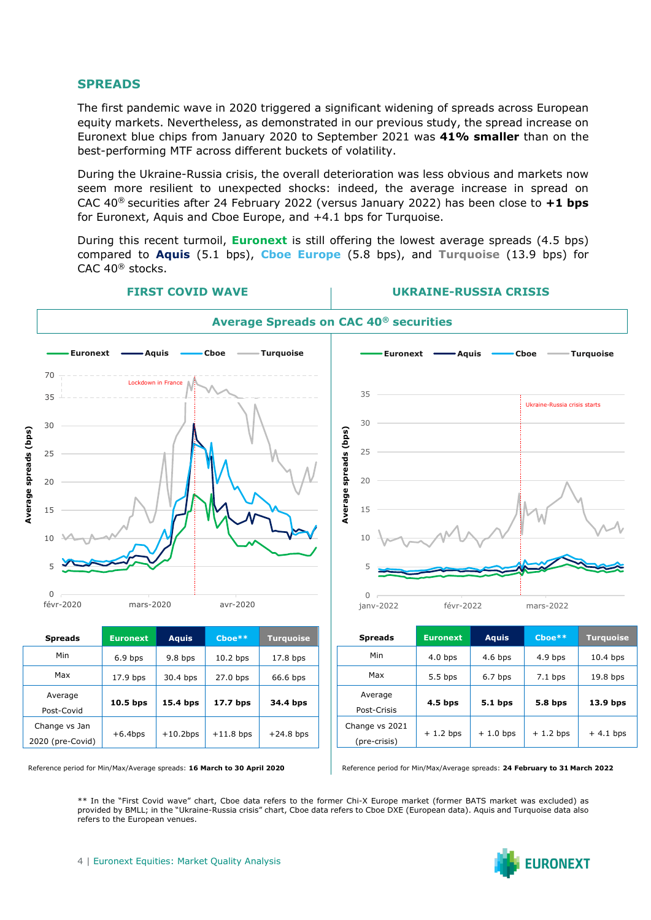## SPREADS

The first pandemic wave in 2020 triggered a significant widening of spreads across European equity markets. Nevertheless, as demonstrated in our previous study, the spread increase on Euronext blue chips from January 2020 to September 2021 was **41% smaller** than on the best-performing MTF across different buckets of volatility.

During the Ukraine-Russia crisis, the overall deterioration was less obvious and markets now seem more resilient to unexpected shocks: indeed, the average increase in spread on CAC 40® securities after 24 February 2022 (versus January 2022) has been close to **+1 bps** for Euronext, Aquis and Cboe Europe, and +4.1 bps for Turquoise.

During this recent turmoil, **Euronext** is still offering the lowest average spreads (4.5 bps) compared to **Aquis** (5.1 bps), **Cboe Europe** (5.8 bps), and **Turquoise** (13.9 bps) for CAC 40® stocks.

### Average Spreads on CAC 40® securities

#### FIRST COVID WAVE

| Spreads | Euronext | Aquis | Cboe** | Turquoise |
|---|---|---|---|---|
| Min | 6.9 bps | 9.8 bps | 10.2 bps | 17.8 bps |
| Max | 17.9 bps | 30.4 bps | 27.0 bps | 66.6 bps |
| Average Post-Covid | **10.5 bps** | **15.4 bps** | **17.7 bps** | **34.4 bps** |
| Change vs Jan 2020 (pre-Covid) | +6.4bps | +10.2bps | +11.8 bps | +24.8 bps |

Reference period for Min/Max/Average spreads: **16 March to 30 April 2020**

#### UKRAINE-RUSSIA CRISIS

| Spreads | Euronext | Aquis | Cboe** | Turquoise |
|---|---|---|---|---|
| Min | 4.0 bps | 4.6 bps | 4.9 bps | 10.4 bps |
| Max | 5.5 bps | 6.7 bps | 7.1 bps | 19.8 bps |
| Average Post-Crisis | **4.5 bps** | **5.1 bps** | **5.8 bps** | **13.9 bps** |
| Change vs 2021 (pre-crisis) | + 1.2 bps | + 1.0 bps | + 1.2 bps | + 4.1 bps |

Reference period for Min/Max/Average spreads: **24 February to 31 March 2022**

** In the "First Covid wave" chart, Cboe data refers to the former Chi-X Europe market (former BATS market was excluded) as provided by BMLL; in the "Ukraine-Russia crisis" chart, Cboe data refers to Cboe DXE (European data). Aquis and Turquoise data also refers to the European venues.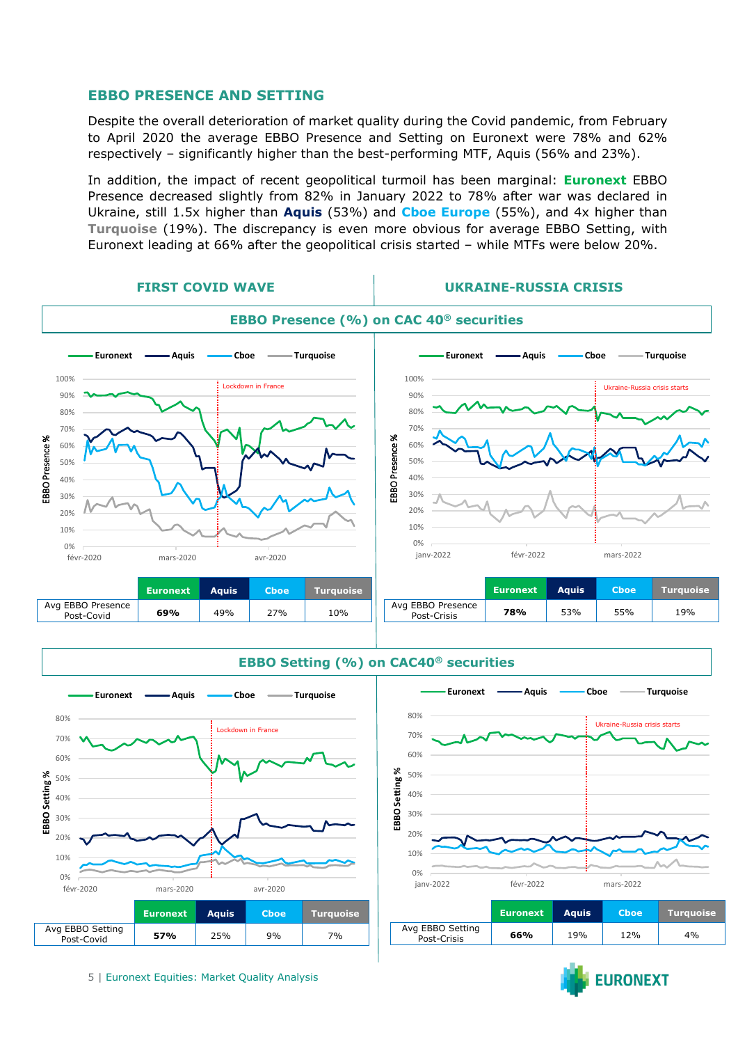## EBBO PRESENCE AND SETTING

Despite the overall deterioration of market quality during the Covid pandemic, from February to April 2020 the average EBBO Presence and Setting on Euronext were 78% and 62% respectively – significantly higher than the best-performing MTF, Aquis (56% and 23%).

In addition, the impact of recent geopolitical turmoil has been marginal: **Euronext** EBBO Presence decreased slightly from 82% in January 2022 to 78% after war was declared in Ukraine, still 1.5x higher than **Aquis** (53%) and **Cboe Europe** (55%), and 4x higher than **Turquoise** (19%). The discrepancy is even more obvious for average EBBO Setting, with Euronext leading at 66% after the geopolitical crisis started – while MTFs were below 20%.

### FIRST COVID WAVE | UKRAINE-RUSSIA CRISIS

### EBBO Presence (%) on CAC 40® securities

| | Euronext | Aquis | Cboe | Turquoise |
|---|---|---|---|---|
| Avg EBBO Presence Post-Covid | **69%** | 49% | 27% | 10% |

| | Euronext | Aquis | Cboe | Turquoise |
|---|---|---|---|---|
| Avg EBBO Presence Post-Crisis | **78%** | 53% | 55% | 19% |

### EBBO Setting (%) on CAC40® securities

| | Euronext | Aquis | Cboe | Turquoise |
|---|---|---|---|---|
| Avg EBBO Setting Post-Covid | **57%** | 25% | 9% | 7% |

| | Euronext | Aquis | Cboe | Turquoise |
|---|---|---|---|---|
| Avg EBBO Setting Post-Crisis | **66%** | 19% | 12% | 4% |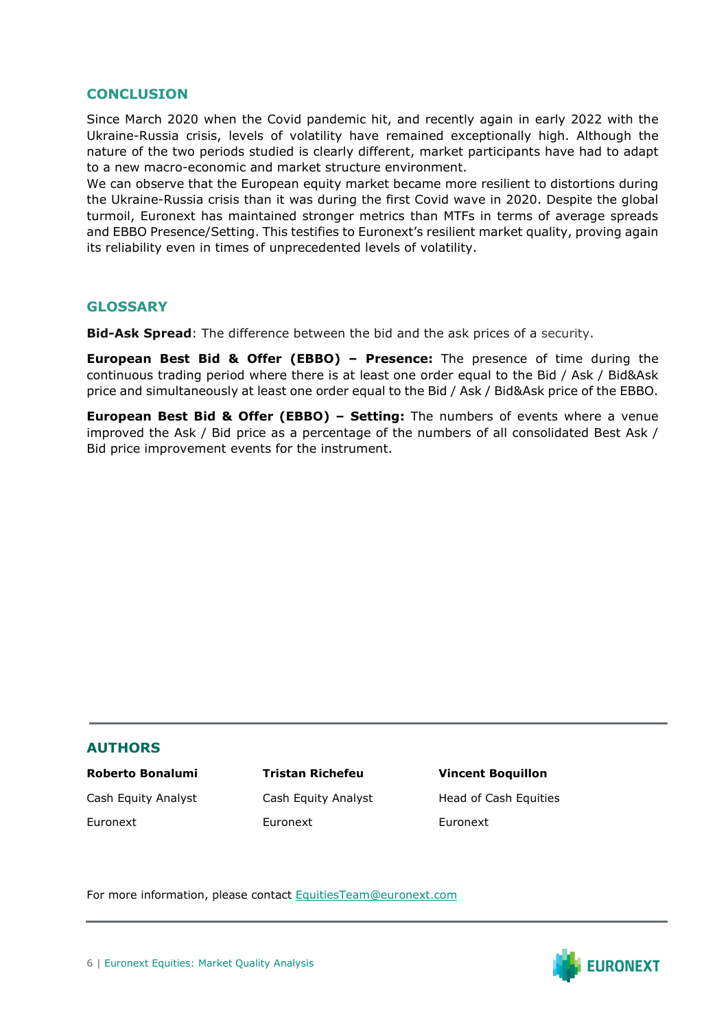## CONCLUSION

Since March 2020 when the Covid pandemic hit, and recently again in early 2022 with the Ukraine-Russia crisis, levels of volatility have remained exceptionally high. Although the nature of the two periods studied is clearly different, market participants have had to adapt to a new macro-economic and market structure environment.
We can observe that the European equity market became more resilient to distortions during the Ukraine-Russia crisis than it was during the first Covid wave in 2020. Despite the global turmoil, Euronext has maintained stronger metrics than MTFs in terms of average spreads and EBBO Presence/Setting. This testifies to Euronext's resilient market quality, proving again its reliability even in times of unprecedented levels of volatility.

## GLOSSARY

**Bid-Ask Spread**: The difference between the bid and the ask prices of a security.

**European Best Bid & Offer (EBBO) – Presence:** The presence of time during the continuous trading period where there is at least one order equal to the Bid / Ask / Bid&Ask price and simultaneously at least one order equal to the Bid / Ask / Bid&Ask price of the EBBO.

**European Best Bid & Offer (EBBO) – Setting:** The numbers of events where a venue improved the Ask / Bid price as a percentage of the numbers of all consolidated Best Ask / Bid price improvement events for the instrument.

## AUTHORS

| **Roberto Bonalumi** | **Tristan Richefeu** | **Vincent Boquillon** |
|---|---|---|
| Cash Equity Analyst | Cash Equity Analyst | Head of Cash Equities |
| Euronext | Euronext | Euronext |

For more information, please contact EquitiesTeam@euronext.com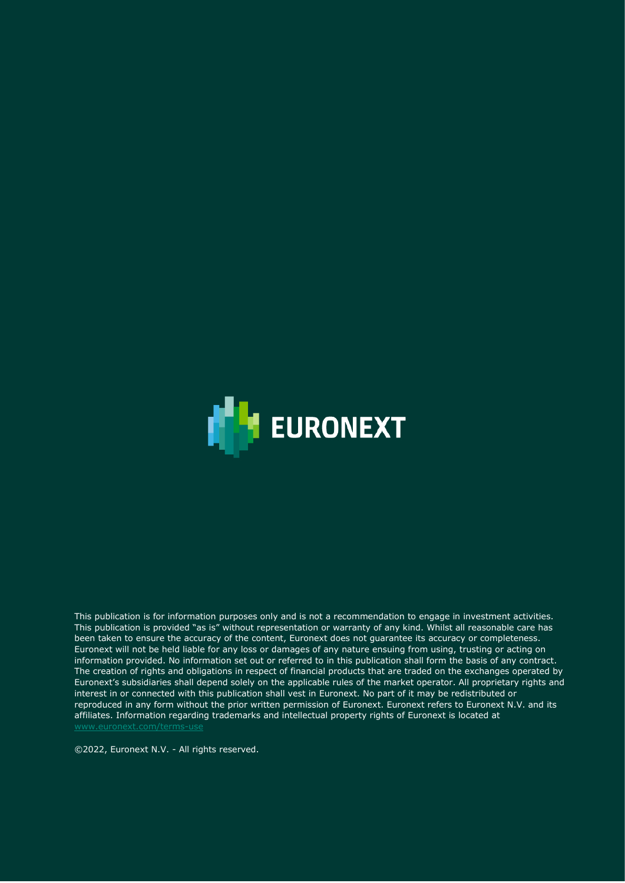EURONEXT

This publication is for information purposes only and is not a recommendation to engage in investment activities. This publication is provided "as is" without representation or warranty of any kind. Whilst all reasonable care has been taken to ensure the accuracy of the content, Euronext does not guarantee its accuracy or completeness. Euronext will not be held liable for any loss or damages of any nature ensuing from using, trusting or acting on information provided. No information set out or referred to in this publication shall form the basis of any contract. The creation of rights and obligations in respect of financial products that are traded on the exchanges operated by Euronext's subsidiaries shall depend solely on the applicable rules of the market operator. All proprietary rights and interest in or connected with this publication shall vest in Euronext. No part of it may be redistributed or reproduced in any form without the prior written permission of Euronext. Euronext refers to Euronext N.V. and its affiliates. Information regarding trademarks and intellectual property rights of Euronext is located at www.euronext.com/terms-use

©2022, Euronext N.V. - All rights reserved.